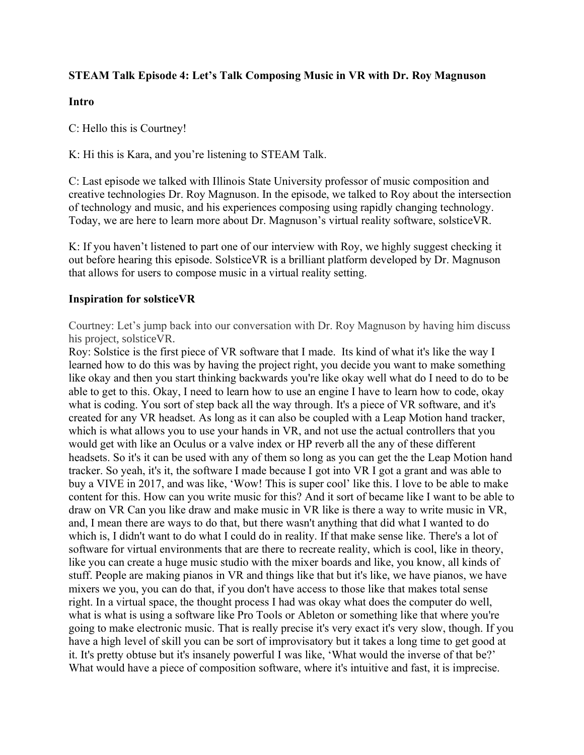**STEAM Talk Episode 4: Let's Talk Composing Music in VR with Dr. Roy Magnuson**

**Intro**

C: Hello this is Courtney!

K: Hi this is Kara, and you're listening to STEAM Talk.

C: Last episode we talked with Illinois State University professor of music composition and creative technologies Dr. Roy Magnuson. In the episode, we talked to Roy about the intersection of technology and music, and his experiences composing using rapidly changing technology. Today, we are here to learn more about Dr. Magnuson's virtual reality software, solsticeVR.

K: If you haven't listened to part one of our interview with Roy, we highly suggest checking it out before hearing this episode. SolsticeVR is a brilliant platform developed by Dr. Magnuson that allows for users to compose music in a virtual reality setting.

**Inspiration for solsticeVR**

Courtney: Let's jump back into our conversation with Dr. Roy Magnuson by having him discuss his project, solsticeVR.

Roy: Solstice is the first piece of VR software that I made. Its kind of what it's like the way I learned how to do this was by having the project right, you decide you want to make something like okay and then you start thinking backwards you're like okay well what do I need to do to be able to get to this. Okay, I need to learn how to use an engine I have to learn how to code, okay what is coding. You sort of step back all the way through. It's a piece of VR software, and it's created for any VR headset. As long as it can also be coupled with a Leap Motion hand tracker, which is what allows you to use your hands in VR, and not use the actual controllers that you would get with like an Oculus or a valve index or HP reverb all the any of these different headsets. So it's it can be used with any of them so long as you can get the the Leap Motion hand tracker. So yeah, it's it, the software I made because I got into VR I got a grant and was able to buy a VIVE in 2017, and was like, 'Wow! This is super cool' like this. I love to be able to make content for this. How can you write music for this? And it sort of became like I want to be able to draw on VR Can you like draw and make music in VR like is there a way to write music in VR, and, I mean there are ways to do that, but there wasn't anything that did what I wanted to do which is, I didn't want to do what I could do in reality. If that make sense like. There's a lot of software for virtual environments that are there to recreate reality, which is cool, like in theory, like you can create a huge music studio with the mixer boards and like, you know, all kinds of stuff. People are making pianos in VR and things like that but it's like, we have pianos, we have mixers we you, you can do that, if you don't have access to those like that makes total sense right. In a virtual space, the thought process I had was okay what does the computer do well, what is what is using a software like Pro Tools or Ableton or something like that where you're going to make electronic music. That is really precise it's very exact it's very slow, though. If you have a high level of skill you can be sort of improvisatory but it takes a long time to get good at it. It's pretty obtuse but it's insanely powerful I was like, 'What would the inverse of that be?' What would have a piece of composition software, where it's intuitive and fast, it is imprecise.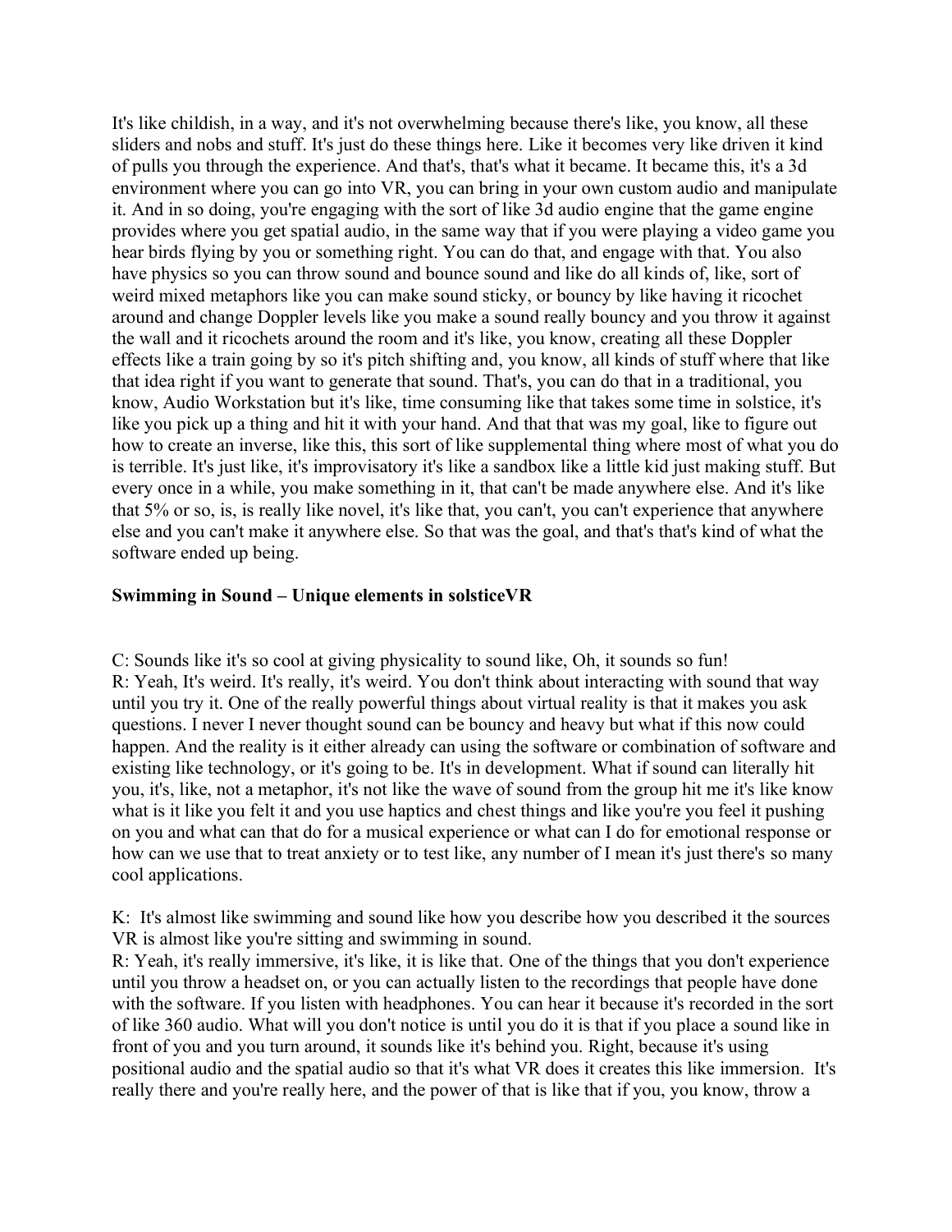It's like childish, in a way, and it's not overwhelming because there's like, you know, all these sliders and nobs and stuff. It's just do these things here. Like it becomes very like driven it kind of pulls you through the experience. And that's, that's what it became. It became this, it's a 3d environment where you can go into VR, you can bring in your own custom audio and manipulate it. And in so doing, you're engaging with the sort of like 3d audio engine that the game engine provides where you get spatial audio, in the same way that if you were playing a video game you hear birds flying by you or something right. You can do that, and engage with that. You also have physics so you can throw sound and bounce sound and like do all kinds of, like, sort of weird mixed metaphors like you can make sound sticky, or bouncy by like having it ricochet around and change Doppler levels like you make a sound really bouncy and you throw it against the wall and it ricochets around the room and it's like, you know, creating all these Doppler effects like a train going by so it's pitch shifting and, you know, all kinds of stuff where that like that idea right if you want to generate that sound. That's, you can do that in a traditional, you know, Audio Workstation but it's like, time consuming like that takes some time in solstice, it's like you pick up a thing and hit it with your hand. And that that was my goal, like to figure out how to create an inverse, like this, this sort of like supplemental thing where most of what you do is terrible. It's just like, it's improvisatory it's like a sandbox like a little kid just making stuff. But every once in a while, you make something in it, that can't be made anywhere else. And it's like that 5% or so, is, is really like novel, it's like that, you can't, you can't experience that anywhere else and you can't make it anywhere else. So that was the goal, and that's that's kind of what the software ended up being.

**Swimming in Sound – Unique elements in solsticeVR**

C: Sounds like it's so cool at giving physicality to sound like, Oh, it sounds so fun!
R: Yeah, It's weird. It's really, it's weird. You don't think about interacting with sound that way until you try it. One of the really powerful things about virtual reality is that it makes you ask questions. I never I never thought sound can be bouncy and heavy but what if this now could happen. And the reality is it either already can using the software or combination of software and existing like technology, or it's going to be. It's in development. What if sound can literally hit you, it's, like, not a metaphor, it's not like the wave of sound from the group hit me it's like know what is it like you felt it and you use haptics and chest things and like you're you feel it pushing on you and what can that do for a musical experience or what can I do for emotional response or how can we use that to treat anxiety or to test like, any number of I mean it's just there's so many cool applications.

K: It's almost like swimming and sound like how you describe how you described it the sources VR is almost like you're sitting and swimming in sound.
R: Yeah, it's really immersive, it's like, it is like that. One of the things that you don't experience until you throw a headset on, or you can actually listen to the recordings that people have done with the software. If you listen with headphones. You can hear it because it's recorded in the sort of like 360 audio. What will you don't notice is until you do it is that if you place a sound like in front of you and you turn around, it sounds like it's behind you. Right, because it's using positional audio and the spatial audio so that it's what VR does it creates this like immersion. It's really there and you're really here, and the power of that is like that if you, you know, throw a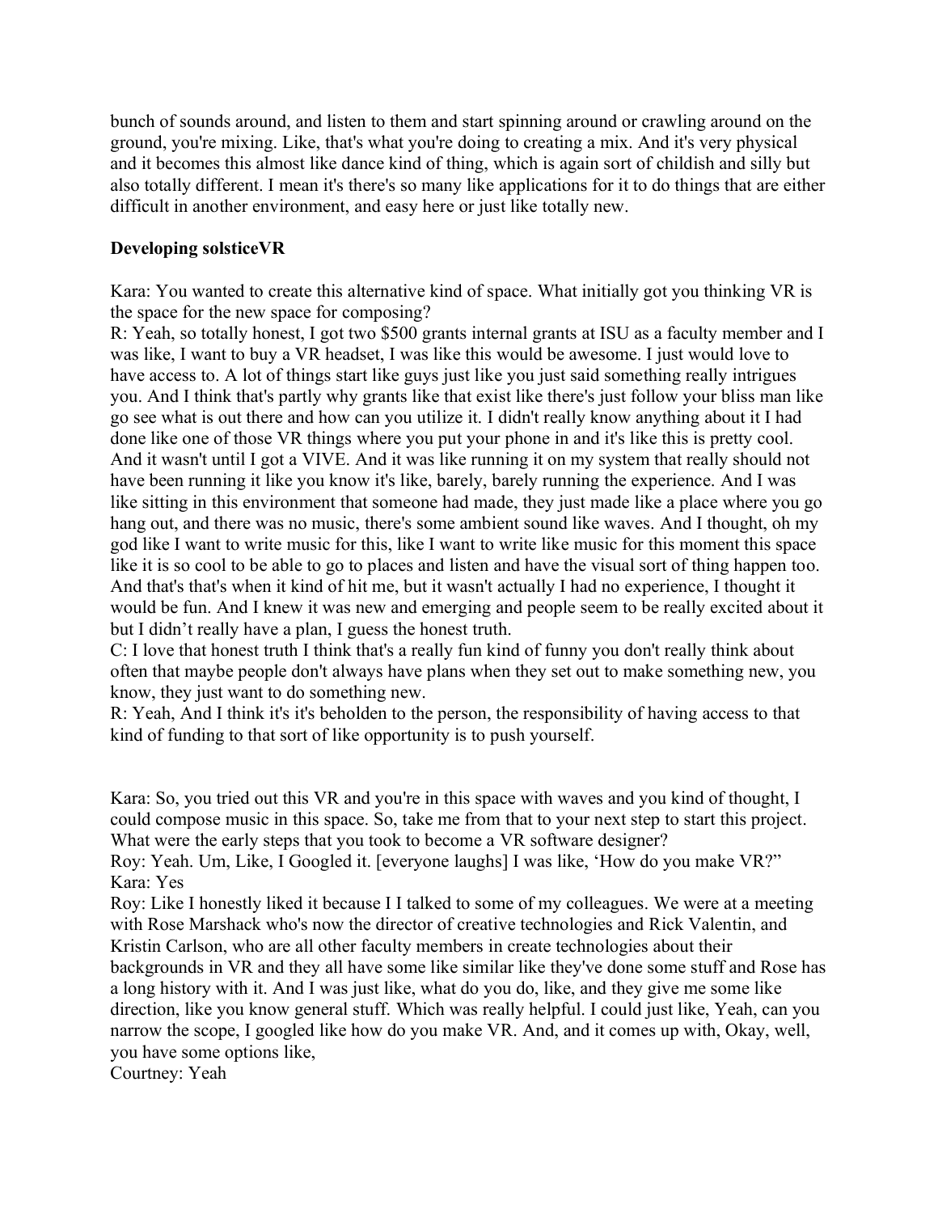bunch of sounds around, and listen to them and start spinning around or crawling around on the ground, you're mixing. Like, that's what you're doing to creating a mix. And it's very physical and it becomes this almost like dance kind of thing, which is again sort of childish and silly but also totally different. I mean it's there's so many like applications for it to do things that are either difficult in another environment, and easy here or just like totally new.

**Developing solsticeVR**

Kara: You wanted to create this alternative kind of space. What initially got you thinking VR is the space for the new space for composing?
R: Yeah, so totally honest, I got two $500 grants internal grants at ISU as a faculty member and I was like, I want to buy a VR headset, I was like this would be awesome. I just would love to have access to. A lot of things start like guys just like you just said something really intrigues you. And I think that's partly why grants like that exist like there's just follow your bliss man like go see what is out there and how can you utilize it. I didn't really know anything about it I had done like one of those VR things where you put your phone in and it's like this is pretty cool. And it wasn't until I got a VIVE. And it was like running it on my system that really should not have been running it like you know it's like, barely, barely running the experience. And I was like sitting in this environment that someone had made, they just made like a place where you go hang out, and there was no music, there's some ambient sound like waves. And I thought, oh my god like I want to write music for this, like I want to write like music for this moment this space like it is so cool to be able to go to places and listen and have the visual sort of thing happen too. And that's that's when it kind of hit me, but it wasn't actually I had no experience, I thought it would be fun. And I knew it was new and emerging and people seem to be really excited about it but I didn't really have a plan, I guess the honest truth.
C: I love that honest truth I think that's a really fun kind of funny you don't really think about often that maybe people don't always have plans when they set out to make something new, you know, they just want to do something new.
R: Yeah, And I think it's it's beholden to the person, the responsibility of having access to that kind of funding to that sort of like opportunity is to push yourself.

Kara: So, you tried out this VR and you're in this space with waves and you kind of thought, I could compose music in this space. So, take me from that to your next step to start this project. What were the early steps that you took to become a VR software designer?
Roy: Yeah. Um, Like, I Googled it. [everyone laughs] I was like, 'How do you make VR?"
Kara: Yes
Roy: Like I honestly liked it because I I talked to some of my colleagues. We were at a meeting with Rose Marshack who's now the director of creative technologies and Rick Valentin, and Kristin Carlson, who are all other faculty members in create technologies about their backgrounds in VR and they all have some like similar like they've done some stuff and Rose has a long history with it. And I was just like, what do you do, like, and they give me some like direction, like you know general stuff. Which was really helpful. I could just like, Yeah, can you narrow the scope, I googled like how do you make VR. And, and it comes up with, Okay, well, you have some options like,
Courtney: Yeah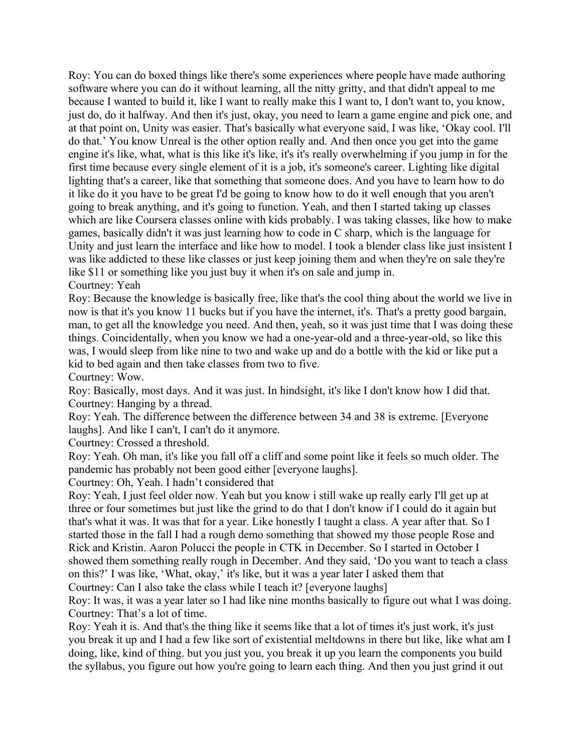Roy: You can do boxed things like there's some experiences where people have made authoring software where you can do it without learning, all the nitty gritty, and that didn't appeal to me because I wanted to build it, like I want to really make this I want to, I don't want to, you know, just do, do it halfway. And then it's just, okay, you need to learn a game engine and pick one, and at that point on, Unity was easier. That's basically what everyone said, I was like, 'Okay cool. I'll do that.' You know Unreal is the other option really and. And then once you get into the game engine it's like, what, what is this like it's like, it's it's really overwhelming if you jump in for the first time because every single element of it is a job, it's someone's career. Lighting like digital lighting that's a career, like that something that someone does. And you have to learn how to do it like do it you have to be great I'd be going to know how to do it well enough that you aren't going to break anything, and it's going to function. Yeah, and then I started taking up classes which are like Coursera classes online with kids probably. I was taking classes, like how to make games, basically didn't it was just learning how to code in C sharp, which is the language for Unity and just learn the interface and like how to model. I took a blender class like just insistent I was like addicted to these like classes or just keep joining them and when they're on sale they're like $11 or something like you just buy it when it's on sale and jump in.

Courtney: Yeah

Roy: Because the knowledge is basically free, like that's the cool thing about the world we live in now is that it's you know 11 bucks but if you have the internet, it's. That's a pretty good bargain, man, to get all the knowledge you need. And then, yeah, so it was just time that I was doing these things. Coincidentally, when you know we had a one-year-old and a three-year-old, so like this was, I would sleep from like nine to two and wake up and do a bottle with the kid or like put a kid to bed again and then take classes from two to five.

Courtney: Wow.

Roy: Basically, most days. And it was just. In hindsight, it's like I don't know how I did that.

Courtney: Hanging by a thread.

Roy: Yeah. The difference between the difference between 34 and 38 is extreme. [Everyone laughs]. And like I can't, I can't do it anymore.

Courtney: Crossed a threshold.

Roy: Yeah. Oh man, it's like you fall off a cliff and some point like it feels so much older. The pandemic has probably not been good either [everyone laughs].

Courtney: Oh, Yeah. I hadn't considered that

Roy: Yeah, I just feel older now. Yeah but you know i still wake up really early I'll get up at three or four sometimes but just like the grind to do that I don't know if I could do it again but that's what it was. It was that for a year. Like honestly I taught a class. A year after that. So I started those in the fall I had a rough demo something that showed my those people Rose and Rick and Kristin. Aaron Polucci the people in CTK in December. So I started in October I showed them something really rough in December. And they said, 'Do you want to teach a class on this?' I was like, 'What, okay,' it's like, but it was a year later I asked them that

Courtney: Can I also take the class while I teach it? [everyone laughs]

Roy: It was, it was a year later so I had like nine months basically to figure out what I was doing.

Courtney: That's a lot of time.

Roy: Yeah it is. And that's the thing like it seems like that a lot of times it's just work, it's just you break it up and I had a few like sort of existential meltdowns in there but like, like what am I doing, like, kind of thing. but you just you, you break it up you learn the components you build the syllabus, you figure out how you're going to learn each thing. And then you just grind it out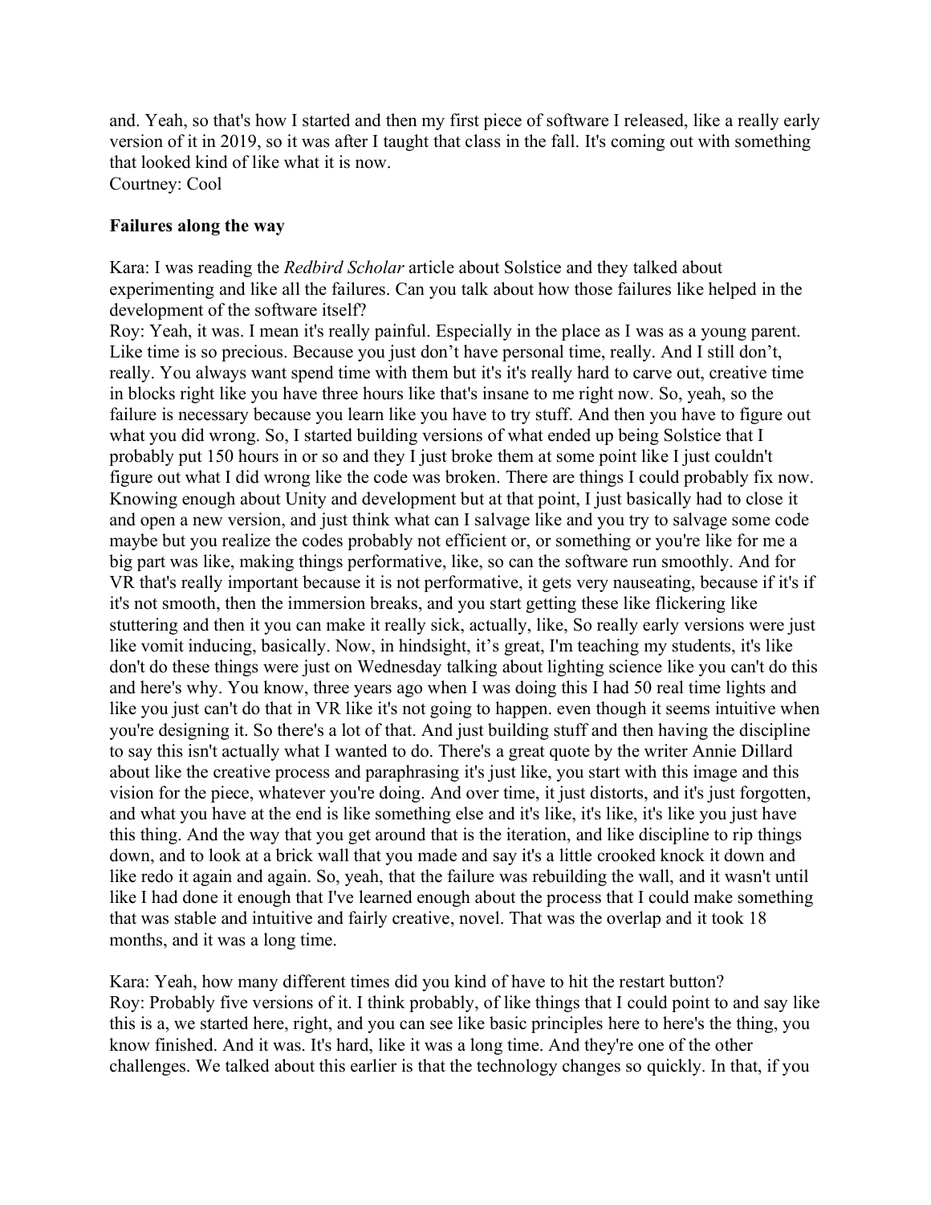and. Yeah, so that's how I started and then my first piece of software I released, like a really early version of it in 2019, so it was after I taught that class in the fall. It's coming out with something that looked kind of like what it is now.
Courtney: Cool

**Failures along the way**

Kara: I was reading the *Redbird Scholar* article about Solstice and they talked about experimenting and like all the failures. Can you talk about how those failures like helped in the development of the software itself?
Roy: Yeah, it was. I mean it's really painful. Especially in the place as I was as a young parent. Like time is so precious. Because you just don't have personal time, really. And I still don't, really. You always want spend time with them but it's it's really hard to carve out, creative time in blocks right like you have three hours like that's insane to me right now. So, yeah, so the failure is necessary because you learn like you have to try stuff. And then you have to figure out what you did wrong. So, I started building versions of what ended up being Solstice that I probably put 150 hours in or so and they I just broke them at some point like I just couldn't figure out what I did wrong like the code was broken. There are things I could probably fix now. Knowing enough about Unity and development but at that point, I just basically had to close it and open a new version, and just think what can I salvage like and you try to salvage some code maybe but you realize the codes probably not efficient or, or something or you're like for me a big part was like, making things performative, like, so can the software run smoothly. And for VR that's really important because it is not performative, it gets very nauseating, because if it's if it's not smooth, then the immersion breaks, and you start getting these like flickering like stuttering and then it you can make it really sick, actually, like, So really early versions were just like vomit inducing, basically. Now, in hindsight, it's great, I'm teaching my students, it's like don't do these things were just on Wednesday talking about lighting science like you can't do this and here's why. You know, three years ago when I was doing this I had 50 real time lights and like you just can't do that in VR like it's not going to happen. even though it seems intuitive when you're designing it. So there's a lot of that. And just building stuff and then having the discipline to say this isn't actually what I wanted to do. There's a great quote by the writer Annie Dillard about like the creative process and paraphrasing it's just like, you start with this image and this vision for the piece, whatever you're doing. And over time, it just distorts, and it's just forgotten, and what you have at the end is like something else and it's like, it's like, it's like you just have this thing. And the way that you get around that is the iteration, and like discipline to rip things down, and to look at a brick wall that you made and say it's a little crooked knock it down and like redo it again and again. So, yeah, that the failure was rebuilding the wall, and it wasn't until like I had done it enough that I've learned enough about the process that I could make something that was stable and intuitive and fairly creative, novel. That was the overlap and it took 18 months, and it was a long time.

Kara: Yeah, how many different times did you kind of have to hit the restart button?
Roy: Probably five versions of it. I think probably, of like things that I could point to and say like this is a, we started here, right, and you can see like basic principles here to here's the thing, you know finished. And it was. It's hard, like it was a long time. And they're one of the other challenges. We talked about this earlier is that the technology changes so quickly. In that, if you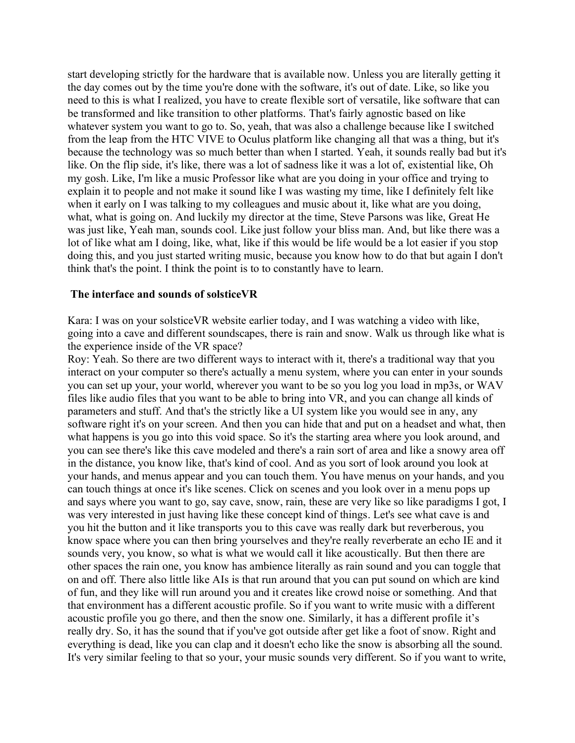start developing strictly for the hardware that is available now. Unless you are literally getting it the day comes out by the time you're done with the software, it's out of date. Like, so like you need to this is what I realized, you have to create flexible sort of versatile, like software that can be transformed and like transition to other platforms. That's fairly agnostic based on like whatever system you want to go to. So, yeah, that was also a challenge because like I switched from the leap from the HTC VIVE to Oculus platform like changing all that was a thing, but it's because the technology was so much better than when I started. Yeah, it sounds really bad but it's like. On the flip side, it's like, there was a lot of sadness like it was a lot of, existential like, Oh my gosh. Like, I'm like a music Professor like what are you doing in your office and trying to explain it to people and not make it sound like I was wasting my time, like I definitely felt like when it early on I was talking to my colleagues and music about it, like what are you doing, what, what is going on. And luckily my director at the time, Steve Parsons was like, Great He was just like, Yeah man, sounds cool. Like just follow your bliss man. And, but like there was a lot of like what am I doing, like, what, like if this would be life would be a lot easier if you stop doing this, and you just started writing music, because you know how to do that but again I don't think that's the point. I think the point is to to constantly have to learn.

## The interface and sounds of solsticeVR

Kara: I was on your solsticeVR website earlier today, and I was watching a video with like, going into a cave and different soundscapes, there is rain and snow. Walk us through like what is the experience inside of the VR space?

Roy: Yeah. So there are two different ways to interact with it, there's a traditional way that you interact on your computer so there's actually a menu system, where you can enter in your sounds you can set up your, your world, wherever you want to be so you log you load in mp3s, or WAV files like audio files that you want to be able to bring into VR, and you can change all kinds of parameters and stuff. And that's the strictly like a UI system like you would see in any, any software right it's on your screen. And then you can hide that and put on a headset and what, then what happens is you go into this void space. So it's the starting area where you look around, and you can see there's like this cave modeled and there's a rain sort of area and like a snowy area off in the distance, you know like, that's kind of cool. And as you sort of look around you look at your hands, and menus appear and you can touch them. You have menus on your hands, and you can touch things at once it's like scenes. Click on scenes and you look over in a menu pops up and says where you want to go, say cave, snow, rain, these are very like so like paradigms I got, I was very interested in just having like these concept kind of things. Let's see what cave is and you hit the button and it like transports you to this cave was really dark but reverberous, you know space where you can then bring yourselves and they're really reverberate an echo IE and it sounds very, you know, so what is what we would call it like acoustically. But then there are other spaces the rain one, you know has ambience literally as rain sound and you can toggle that on and off. There also little like AIs is that run around that you can put sound on which are kind of fun, and they like will run around you and it creates like crowd noise or something. And that that environment has a different acoustic profile. So if you want to write music with a different acoustic profile you go there, and then the snow one. Similarly, it has a different profile it's really dry. So, it has the sound that if you've got outside after get like a foot of snow. Right and everything is dead, like you can clap and it doesn't echo like the snow is absorbing all the sound. It's very similar feeling to that so your, your music sounds very different. So if you want to write,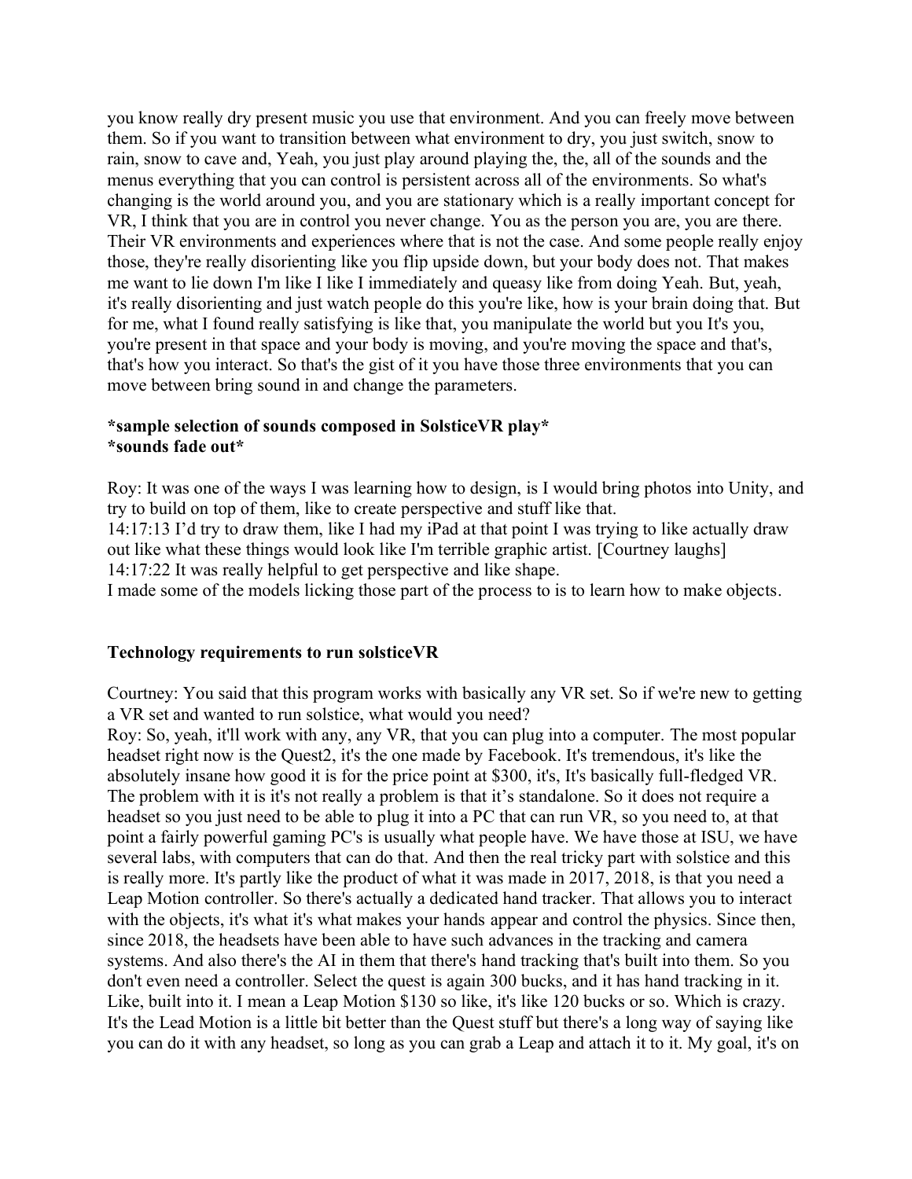you know really dry present music you use that environment. And you can freely move between them. So if you want to transition between what environment to dry, you just switch, snow to rain, snow to cave and, Yeah, you just play around playing the, the, all of the sounds and the menus everything that you can control is persistent across all of the environments. So what's changing is the world around you, and you are stationary which is a really important concept for VR, I think that you are in control you never change. You as the person you are, you are there. Their VR environments and experiences where that is not the case. And some people really enjoy those, they're really disorienting like you flip upside down, but your body does not. That makes me want to lie down I'm like I like I immediately and queasy like from doing Yeah. But, yeah, it's really disorienting and just watch people do this you're like, how is your brain doing that. But for me, what I found really satisfying is like that, you manipulate the world but you It's you, you're present in that space and your body is moving, and you're moving the space and that's, that's how you interact. So that's the gist of it you have those three environments that you can move between bring sound in and change the parameters.

**\*sample selection of sounds composed in SolsticeVR play\***
**\*sounds fade out\***

Roy: It was one of the ways I was learning how to design, is I would bring photos into Unity, and try to build on top of them, like to create perspective and stuff like that.
14:17:13 I'd try to draw them, like I had my iPad at that point I was trying to like actually draw out like what these things would look like I'm terrible graphic artist. [Courtney laughs]
14:17:22 It was really helpful to get perspective and like shape.
I made some of the models licking those part of the process to is to learn how to make objects.

### Technology requirements to run solsticeVR

Courtney: You said that this program works with basically any VR set. So if we're new to getting a VR set and wanted to run solstice, what would you need?
Roy: So, yeah, it'll work with any, any VR, that you can plug into a computer. The most popular headset right now is the Quest2, it's the one made by Facebook. It's tremendous, it's like the absolutely insane how good it is for the price point at $300, it's, It's basically full-fledged VR. The problem with it is it's not really a problem is that it's standalone. So it does not require a headset so you just need to be able to plug it into a PC that can run VR, so you need to, at that point a fairly powerful gaming PC's is usually what people have. We have those at ISU, we have several labs, with computers that can do that. And then the real tricky part with solstice and this is really more. It's partly like the product of what it was made in 2017, 2018, is that you need a Leap Motion controller. So there's actually a dedicated hand tracker. That allows you to interact with the objects, it's what it's what makes your hands appear and control the physics. Since then, since 2018, the headsets have been able to have such advances in the tracking and camera systems. And also there's the AI in them that there's hand tracking that's built into them. So you don't even need a controller. Select the quest is again 300 bucks, and it has hand tracking in it. Like, built into it. I mean a Leap Motion $130 so like, it's like 120 bucks or so. Which is crazy. It's the Lead Motion is a little bit better than the Quest stuff but there's a long way of saying like you can do it with any headset, so long as you can grab a Leap and attach it to it. My goal, it's on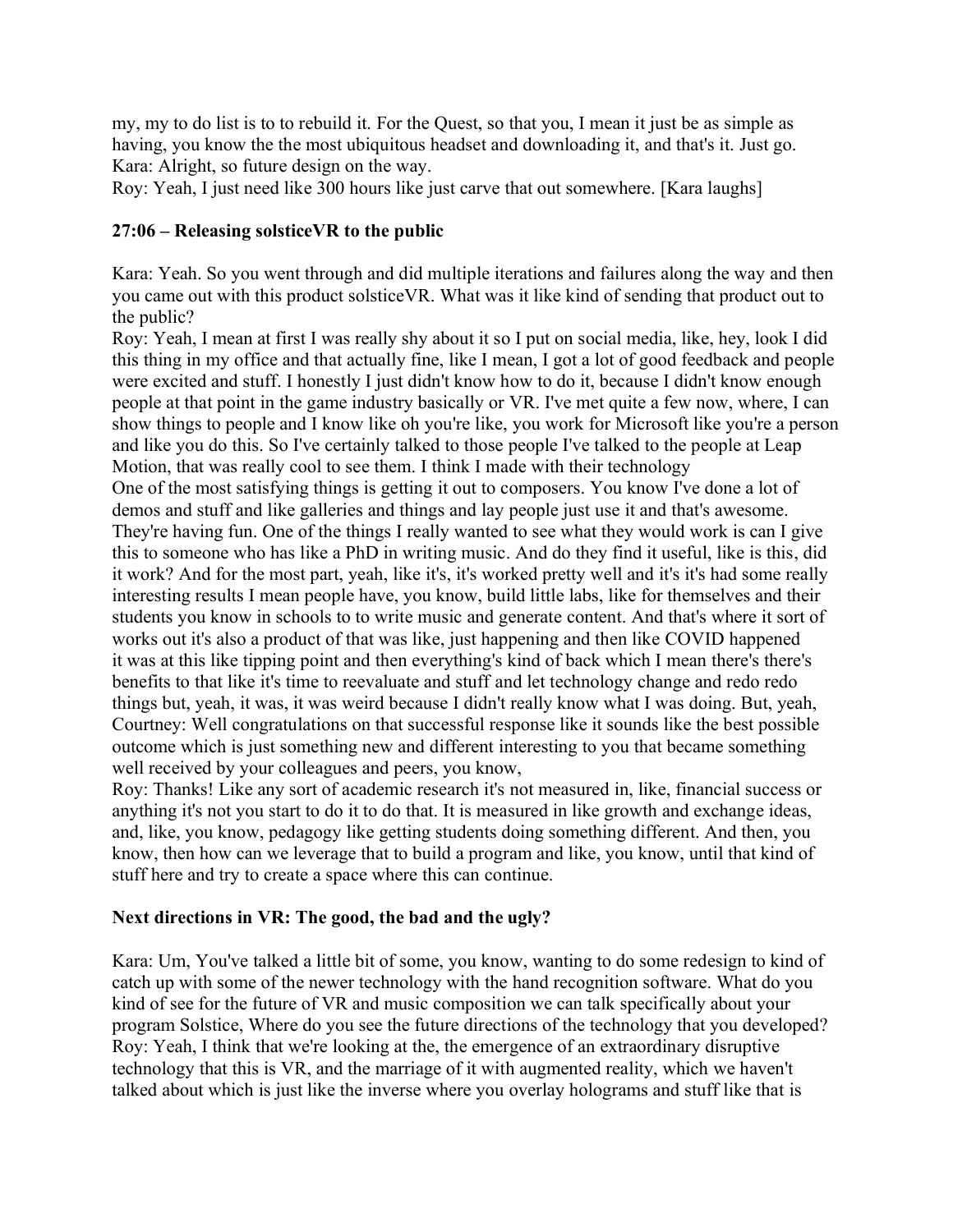my, my to do list is to to rebuild it. For the Quest, so that you, I mean it just be as simple as having, you know the the most ubiquitous headset and downloading it, and that's it. Just go.
Kara: Alright, so future design on the way.
Roy: Yeah, I just need like 300 hours like just carve that out somewhere. [Kara laughs]

## 27:06 – Releasing solsticeVR to the public

Kara: Yeah. So you went through and did multiple iterations and failures along the way and then you came out with this product solsticeVR. What was it like kind of sending that product out to the public?
Roy: Yeah, I mean at first I was really shy about it so I put on social media, like, hey, look I did this thing in my office and that actually fine, like I mean, I got a lot of good feedback and people were excited and stuff. I honestly I just didn't know how to do it, because I didn't know enough people at that point in the game industry basically or VR. I've met quite a few now, where, I can show things to people and I know like oh you're like, you work for Microsoft like you're a person and like you do this. So I've certainly talked to those people I've talked to the people at Leap Motion, that was really cool to see them. I think I made with their technology
One of the most satisfying things is getting it out to composers. You know I've done a lot of demos and stuff and like galleries and things and lay people just use it and that's awesome. They're having fun. One of the things I really wanted to see what they would work is can I give this to someone who has like a PhD in writing music. And do they find it useful, like is this, did it work? And for the most part, yeah, like it's, it's worked pretty well and it's it's had some really interesting results I mean people have, you know, build little labs, like for themselves and their students you know in schools to to write music and generate content. And that's where it sort of works out it's also a product of that was like, just happening and then like COVID happened it was at this like tipping point and then everything's kind of back which I mean there's there's benefits to that like it's time to reevaluate and stuff and let technology change and redo redo things but, yeah, it was, it was weird because I didn't really know what I was doing. But, yeah,
Courtney: Well congratulations on that successful response like it sounds like the best possible outcome which is just something new and different interesting to you that became something well received by your colleagues and peers, you know,
Roy: Thanks! Like any sort of academic research it's not measured in, like, financial success or anything it's not you start to do it to do that. It is measured in like growth and exchange ideas, and, like, you know, pedagogy like getting students doing something different. And then, you know, then how can we leverage that to build a program and like, you know, until that kind of stuff here and try to create a space where this can continue.

## Next directions in VR: The good, the bad and the ugly?

Kara: Um, You've talked a little bit of some, you know, wanting to do some redesign to kind of catch up with some of the newer technology with the hand recognition software. What do you kind of see for the future of VR and music composition we can talk specifically about your program Solstice, Where do you see the future directions of the technology that you developed?
Roy: Yeah, I think that we're looking at the, the emergence of an extraordinary disruptive technology that this is VR, and the marriage of it with augmented reality, which we haven't talked about which is just like the inverse where you overlay holograms and stuff like that is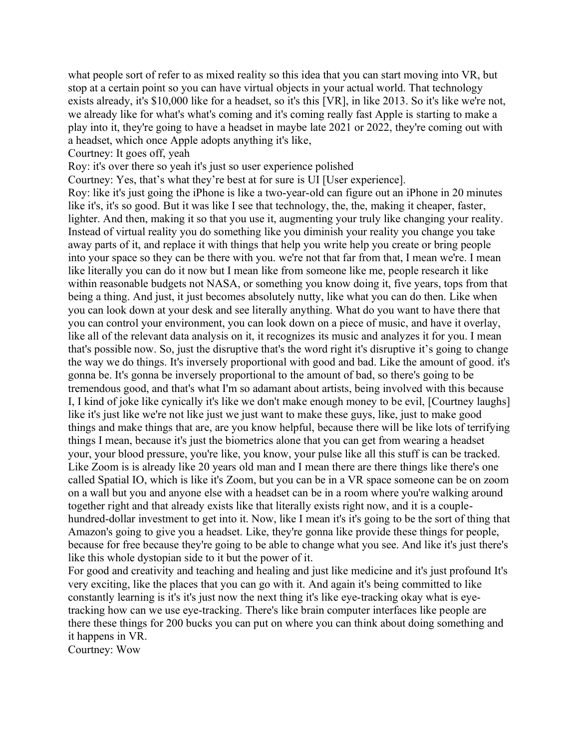what people sort of refer to as mixed reality so this idea that you can start moving into VR, but stop at a certain point so you can have virtual objects in your actual world. That technology exists already, it's $10,000 like for a headset, so it's this [VR], in like 2013. So it's like we're not, we already like for what's what's coming and it's coming really fast Apple is starting to make a play into it, they're going to have a headset in maybe late 2021 or 2022, they're coming out with a headset, which once Apple adopts anything it's like,

Courtney: It goes off, yeah

Roy: it's over there so yeah it's just so user experience polished

Courtney: Yes, that's what they're best at for sure is UI [User experience].

Roy: like it's just going the iPhone is like a two-year-old can figure out an iPhone in 20 minutes like it's, it's so good. But it was like I see that technology, the, the, making it cheaper, faster, lighter. And then, making it so that you use it, augmenting your truly like changing your reality. Instead of virtual reality you do something like you diminish your reality you change you take away parts of it, and replace it with things that help you write help you create or bring people into your space so they can be there with you. we're not that far from that, I mean we're. I mean like literally you can do it now but I mean like from someone like me, people research it like within reasonable budgets not NASA, or something you know doing it, five years, tops from that being a thing. And just, it just becomes absolutely nutty, like what you can do then. Like when you can look down at your desk and see literally anything. What do you want to have there that you can control your environment, you can look down on a piece of music, and have it overlay, like all of the relevant data analysis on it, it recognizes its music and analyzes it for you. I mean that's possible now. So, just the disruptive that's the word right it's disruptive it's going to change the way we do things. It's inversely proportional with good and bad. Like the amount of good. it's gonna be. It's gonna be inversely proportional to the amount of bad, so there's going to be tremendous good, and that's what I'm so adamant about artists, being involved with this because I, I kind of joke like cynically it's like we don't make enough money to be evil, [Courtney laughs] like it's just like we're not like just we just want to make these guys, like, just to make good things and make things that are, are you know helpful, because there will be like lots of terrifying things I mean, because it's just the biometrics alone that you can get from wearing a headset your, your blood pressure, you're like, you know, your pulse like all this stuff is can be tracked. Like Zoom is is already like 20 years old man and I mean there are there things like there's one called Spatial IO, which is like it's Zoom, but you can be in a VR space someone can be on zoom on a wall but you and anyone else with a headset can be in a room where you're walking around together right and that already exists like that literally exists right now, and it is a couple-hundred-dollar investment to get into it. Now, like I mean it's it's going to be the sort of thing that Amazon's going to give you a headset. Like, they're gonna like provide these things for people, because for free because they're going to be able to change what you see. And like it's just there's like this whole dystopian side to it but the power of it.

For good and creativity and teaching and healing and just like medicine and it's just profound It's very exciting, like the places that you can go with it. And again it's being committed to like constantly learning is it's it's just now the next thing it's like eye-tracking okay what is eye-tracking how can we use eye-tracking. There's like brain computer interfaces like people are there these things for 200 bucks you can put on where you can think about doing something and it happens in VR.

Courtney: Wow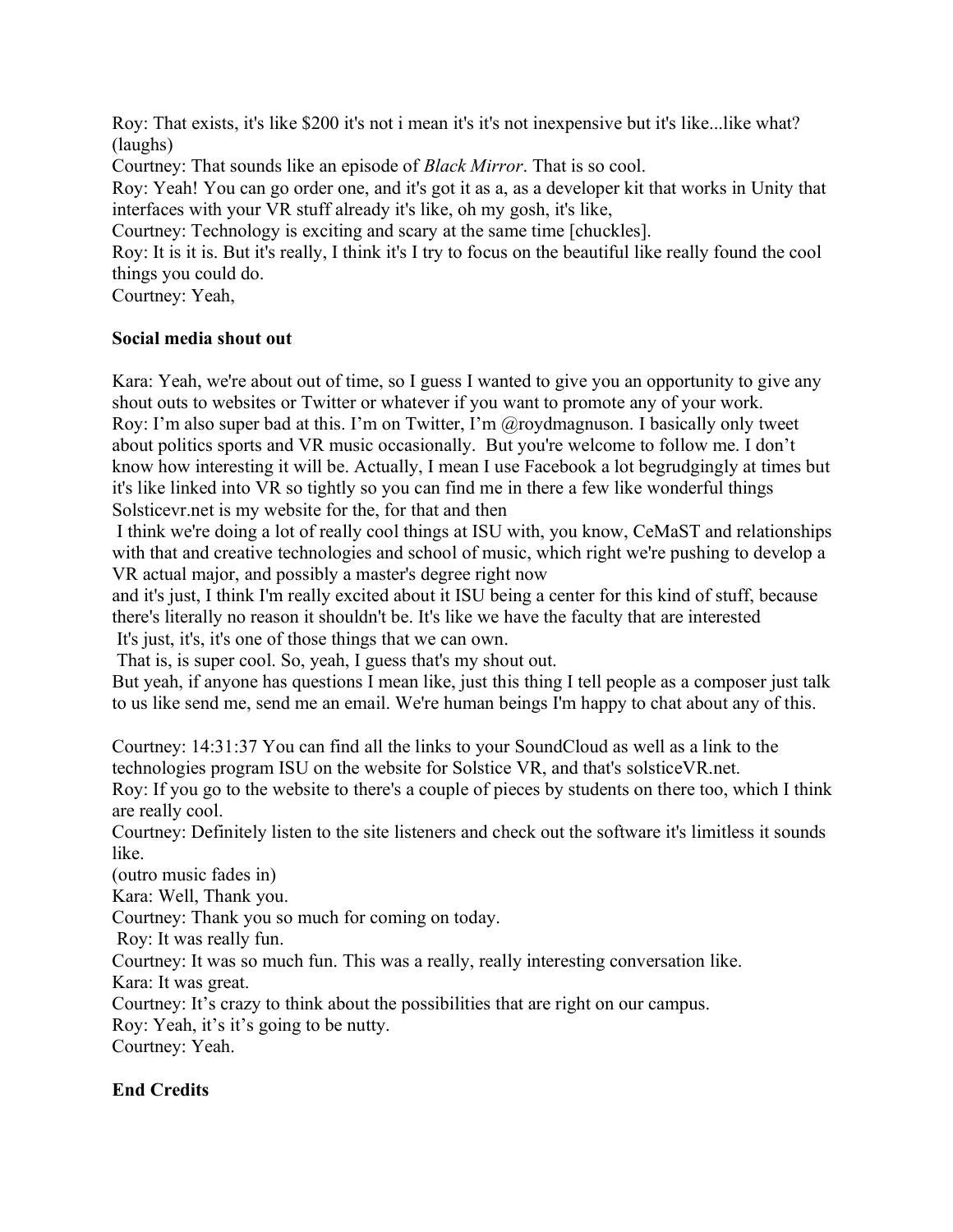Roy: That exists, it's like $200 it's not i mean it's it's not inexpensive but it's like...like what? (laughs)

Courtney: That sounds like an episode of *Black Mirror*. That is so cool.

Roy: Yeah! You can go order one, and it's got it as a, as a developer kit that works in Unity that interfaces with your VR stuff already it's like, oh my gosh, it's like,

Courtney: Technology is exciting and scary at the same time [chuckles].

Roy: It is it is. But it's really, I think it's I try to focus on the beautiful like really found the cool things you could do.

Courtney: Yeah,

**Social media shout out**

Kara: Yeah, we're about out of time, so I guess I wanted to give you an opportunity to give any shout outs to websites or Twitter or whatever if you want to promote any of your work.

Roy: I'm also super bad at this. I'm on Twitter, I'm @roydmagnuson. I basically only tweet about politics sports and VR music occasionally. But you're welcome to follow me. I don't know how interesting it will be. Actually, I mean I use Facebook a lot begrudgingly at times but it's like linked into VR so tightly so you can find me in there a few like wonderful things Solsticevr.net is my website for the, for that and then

I think we're doing a lot of really cool things at ISU with, you know, CeMaST and relationships with that and creative technologies and school of music, which right we're pushing to develop a VR actual major, and possibly a master's degree right now

and it's just, I think I'm really excited about it ISU being a center for this kind of stuff, because there's literally no reason it shouldn't be. It's like we have the faculty that are interested

It's just, it's, it's one of those things that we can own.

That is, is super cool. So, yeah, I guess that's my shout out.

But yeah, if anyone has questions I mean like, just this thing I tell people as a composer just talk to us like send me, send me an email. We're human beings I'm happy to chat about any of this.

Courtney: 14:31:37 You can find all the links to your SoundCloud as well as a link to the technologies program ISU on the website for Solstice VR, and that's solsticeVR.net.

Roy: If you go to the website to there's a couple of pieces by students on there too, which I think are really cool.

Courtney: Definitely listen to the site listeners and check out the software it's limitless it sounds like.

(outro music fades in)

Kara: Well, Thank you.

Courtney: Thank you so much for coming on today.

Roy: It was really fun.

Courtney: It was so much fun. This was a really, really interesting conversation like.

Kara: It was great.

Courtney: It's crazy to think about the possibilities that are right on our campus.

Roy: Yeah, it's it's going to be nutty.

Courtney: Yeah.

**End Credits**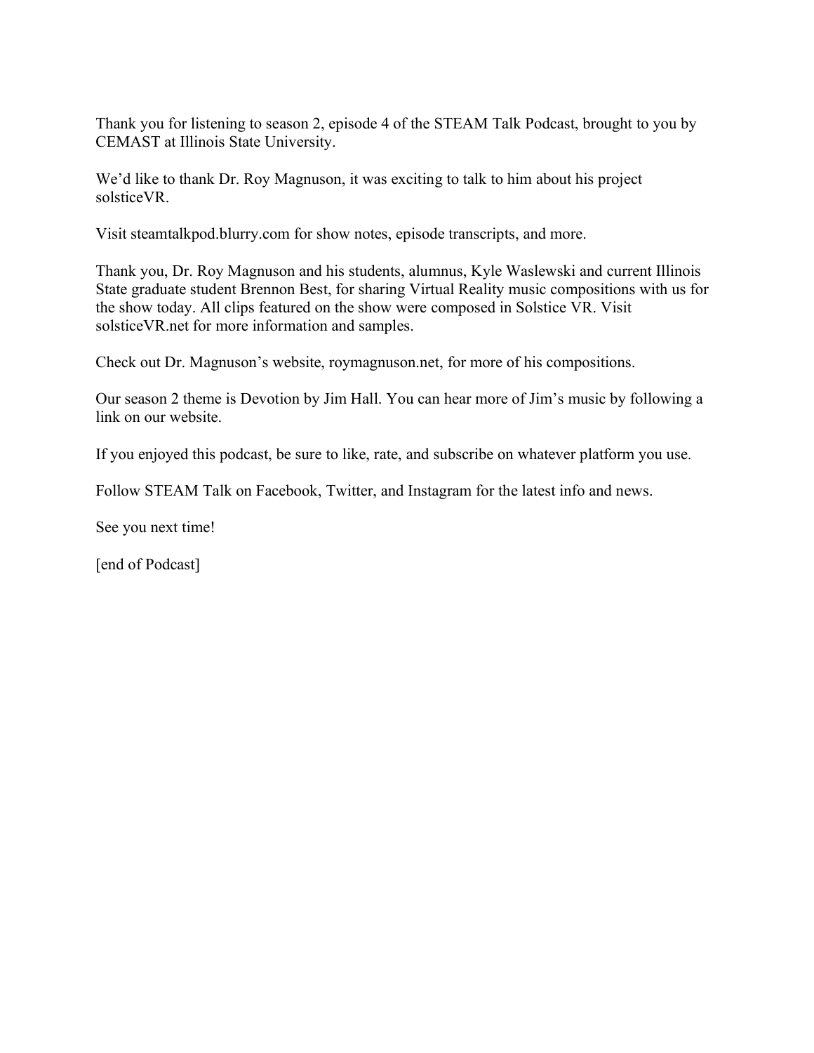Thank you for listening to season 2, episode 4 of the STEAM Talk Podcast, brought to you by CEMAST at Illinois State University.

We'd like to thank Dr. Roy Magnuson, it was exciting to talk to him about his project solsticeVR.

Visit steamtalkpod.blurry.com for show notes, episode transcripts, and more.

Thank you, Dr. Roy Magnuson and his students, alumnus, Kyle Waslewski and current Illinois State graduate student Brennon Best, for sharing Virtual Reality music compositions with us for the show today. All clips featured on the show were composed in Solstice VR. Visit solsticeVR.net for more information and samples.

Check out Dr. Magnuson's website, roymagnuson.net, for more of his compositions.

Our season 2 theme is Devotion by Jim Hall. You can hear more of Jim's music by following a link on our website.

If you enjoyed this podcast, be sure to like, rate, and subscribe on whatever platform you use.

Follow STEAM Talk on Facebook, Twitter, and Instagram for the latest info and news.

See you next time!

[end of Podcast]